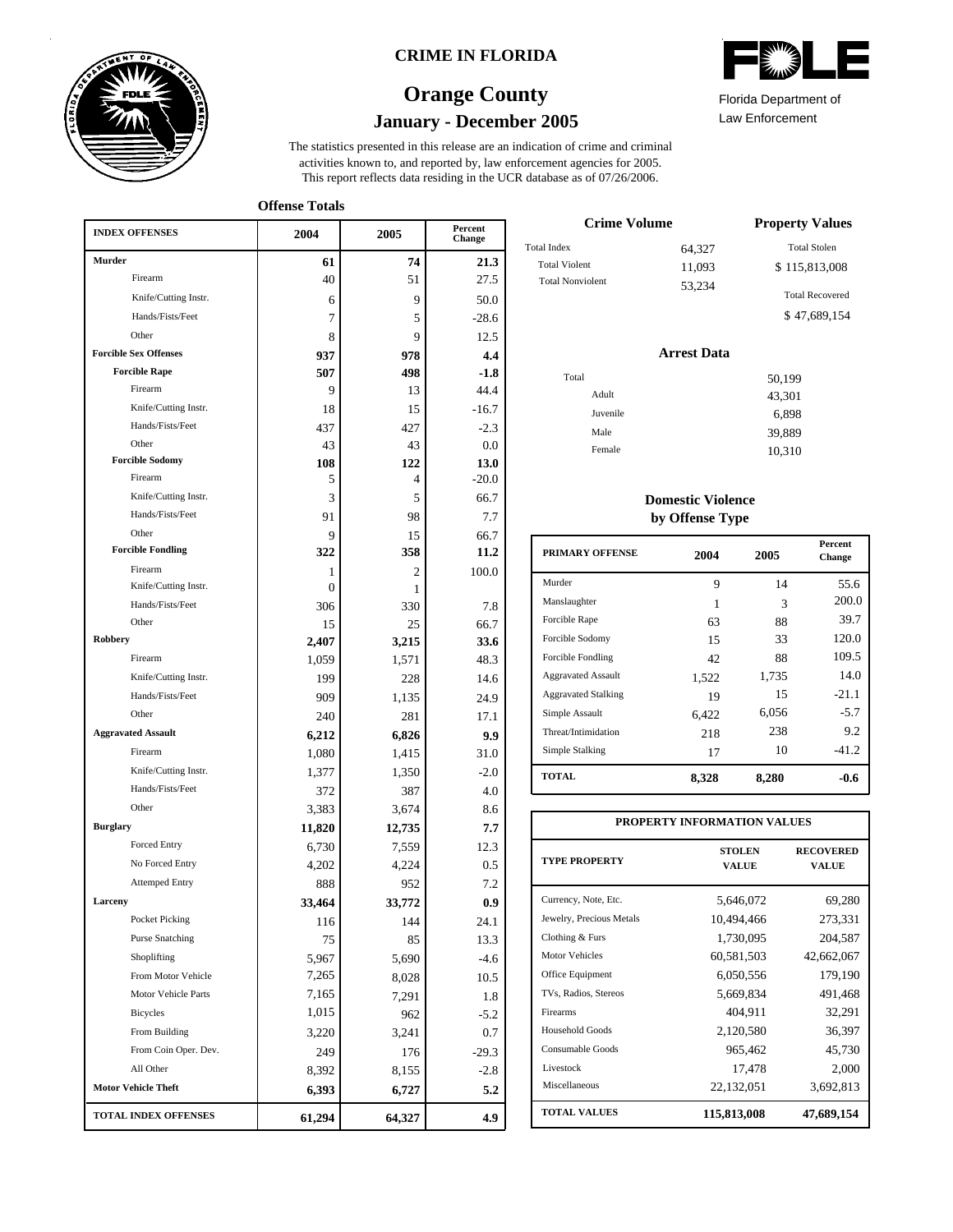# CRIME IN FLORIDA

## Orange County

### January - December 2005

FDLE
Florida Department of Law Enforcement

The statistics presented in this release are an indication of crime and criminal activities known to, and reported by, law enforcement agencies for 2005. This report reflects data residing in the UCR database as of 07/26/2006.

### Offense Totals

| INDEX OFFENSES | 2004 | 2005 | Percent Change |
|---|---|---|---|
| **Murder** | **61** | **74** | **21.3** |
| Firearm | 40 | 51 | 27.5 |
| Knife/Cutting Instr. | 6 | 9 | 50.0 |
| Hands/Fists/Feet | 7 | 5 | -28.6 |
| Other | 8 | 9 | 12.5 |
| **Forcible Sex Offenses** | **937** | **978** | **4.4** |
| **Forcible Rape** | **507** | **498** | **-1.8** |
| Firearm | 9 | 13 | 44.4 |
| Knife/Cutting Instr. | 18 | 15 | -16.7 |
| Hands/Fists/Feet | 437 | 427 | -2.3 |
| Other | 43 | 43 | 0.0 |
| **Forcible Sodomy** | **108** | **122** | **13.0** |
| Firearm | 5 | 4 | -20.0 |
| Knife/Cutting Instr. | 3 | 5 | 66.7 |
| Hands/Fists/Feet | 91 | 98 | 7.7 |
| Other | 9 | 15 | 66.7 |
| **Forcible Fondling** | **322** | **358** | **11.2** |
| Firearm | 1 | 2 | 100.0 |
| Knife/Cutting Instr. | 0 | 1 | |
| Hands/Fists/Feet | 306 | 330 | 7.8 |
| Other | 15 | 25 | 66.7 |
| **Robbery** | **2,407** | **3,215** | **33.6** |
| Firearm | 1,059 | 1,571 | 48.3 |
| Knife/Cutting Instr. | 199 | 228 | 14.6 |
| Hands/Fists/Feet | 909 | 1,135 | 24.9 |
| Other | 240 | 281 | 17.1 |
| **Aggravated Assault** | **6,212** | **6,826** | **9.9** |
| Firearm | 1,080 | 1,415 | 31.0 |
| Knife/Cutting Instr. | 1,377 | 1,350 | -2.0 |
| Hands/Fists/Feet | 372 | 387 | 4.0 |
| Other | 3,383 | 3,674 | 8.6 |
| **Burglary** | **11,820** | **12,735** | **7.7** |
| Forced Entry | 6,730 | 7,559 | 12.3 |
| No Forced Entry | 4,202 | 4,224 | 0.5 |
| Attemped Entry | 888 | 952 | 7.2 |
| **Larceny** | **33,464** | **33,772** | **0.9** |
| Pocket Picking | 116 | 144 | 24.1 |
| Purse Snatching | 75 | 85 | 13.3 |
| Shoplifting | 5,967 | 5,690 | -4.6 |
| From Motor Vehicle | 7,265 | 8,028 | 10.5 |
| Motor Vehicle Parts | 7,165 | 7,291 | 1.8 |
| Bicycles | 1,015 | 962 | -5.2 |
| From Building | 3,220 | 3,241 | 0.7 |
| From Coin Oper. Dev. | 249 | 176 | -29.3 |
| All Other | 8,392 | 8,155 | -2.8 |
| **Motor Vehicle Theft** | **6,393** | **6,727** | **5.2** |
| **TOTAL INDEX OFFENSES** | **61,294** | **64,327** | **4.9** |

### Crime Volume

| | |
|---|---|
| Total Index | 64,327 |
| Total Violent | 11,093 |
| Total Nonviolent | 53,234 |

### Property Values

| | |
|---|---|
| Total Stolen | $ 115,813,008 |
| Total Recovered | $ 47,689,154 |

### Arrest Data

| | |
|---|---|
| Total | 50,199 |
| Adult | 43,301 |
| Juvenile | 6,898 |
| Male | 39,889 |
| Female | 10,310 |

### Domestic Violence by Offense Type

| PRIMARY OFFENSE | 2004 | 2005 | Percent Change |
|---|---|---|---|
| Murder | 9 | 14 | 55.6 |
| Manslaughter | 1 | 3 | 200.0 |
| Forcible Rape | 63 | 88 | 39.7 |
| Forcible Sodomy | 15 | 33 | 120.0 |
| Forcible Fondling | 42 | 88 | 109.5 |
| Aggravated Assault | 1,522 | 1,735 | 14.0 |
| Aggravated Stalking | 19 | 15 | -21.1 |
| Simple Assault | 6,422 | 6,056 | -5.7 |
| Threat/Intimidation | 218 | 238 | 9.2 |
| Simple Stalking | 17 | 10 | -41.2 |
| **TOTAL** | **8,328** | **8,280** | **-0.6** |

### PROPERTY INFORMATION VALUES

| TYPE PROPERTY | STOLEN VALUE | RECOVERED VALUE |
|---|---|---|
| Currency, Note, Etc. | 5,646,072 | 69,280 |
| Jewelry, Precious Metals | 10,494,466 | 273,331 |
| Clothing & Furs | 1,730,095 | 204,587 |
| Motor Vehicles | 60,581,503 | 42,662,067 |
| Office Equipment | 6,050,556 | 179,190 |
| TVs, Radios, Stereos | 5,669,834 | 491,468 |
| Firearms | 404,911 | 32,291 |
| Household Goods | 2,120,580 | 36,397 |
| Consumable Goods | 965,462 | 45,730 |
| Livestock | 17,478 | 2,000 |
| Miscellaneous | 22,132,051 | 3,692,813 |
| **TOTAL VALUES** | **115,813,008** | **47,689,154** |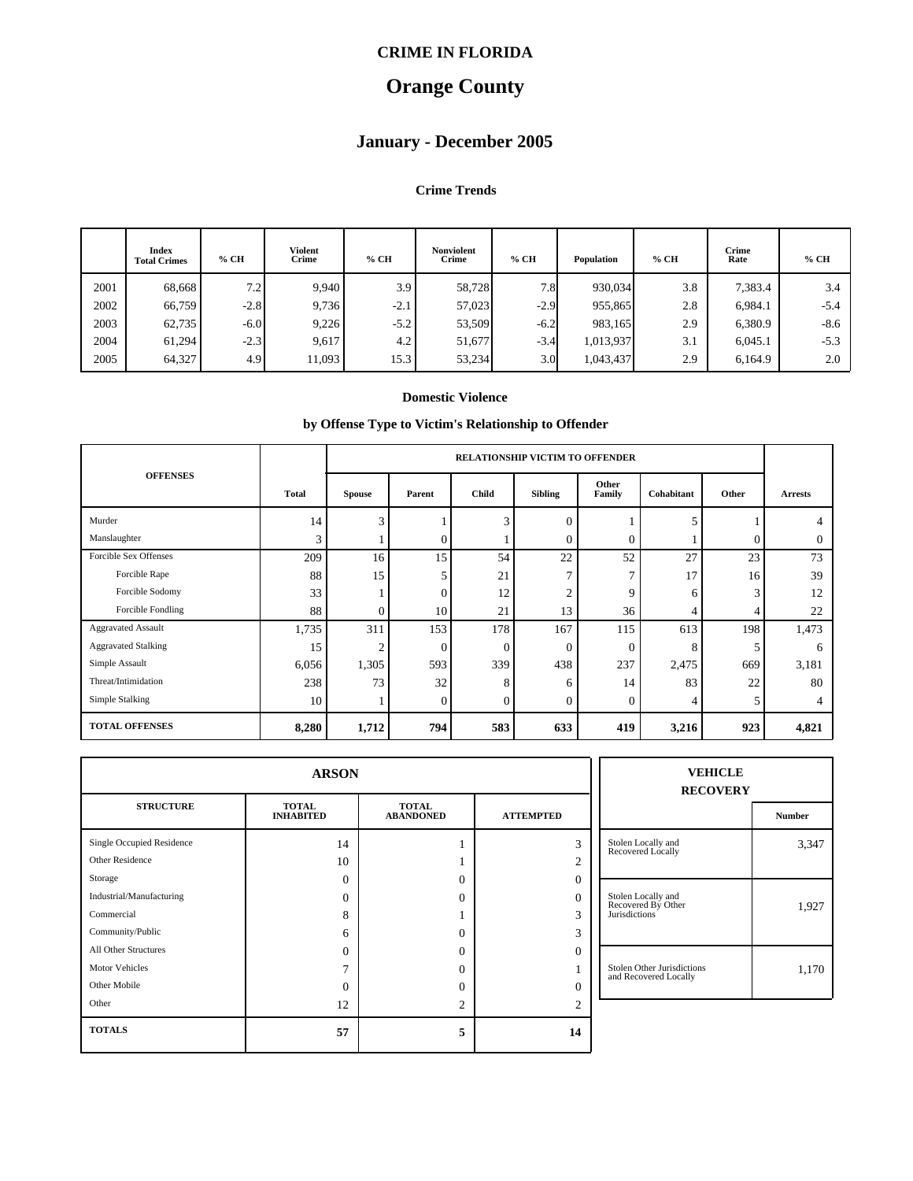# CRIME IN FLORIDA

# Orange County

## January - December 2005

### Crime Trends

| | Index Total Crimes | % CH | Violent Crime | % CH | Nonviolent Crime | % CH | Population | % CH | Crime Rate | % CH |
|---|---|---|---|---|---|---|---|---|---|---|
| 2001 | 68,668 | 7.2 | 9,940 | 3.9 | 58,728 | 7.8 | 930,034 | 3.8 | 7,383.4 | 3.4 |
| 2002 | 66,759 | -2.8 | 9,736 | -2.1 | 57,023 | -2.9 | 955,865 | 2.8 | 6,984.1 | -5.4 |
| 2003 | 62,735 | -6.0 | 9,226 | -5.2 | 53,509 | -6.2 | 983,165 | 2.9 | 6,380.9 | -8.6 |
| 2004 | 61,294 | -2.3 | 9,617 | 4.2 | 51,677 | -3.4 | 1,013,937 | 3.1 | 6,045.1 | -5.3 |
| 2005 | 64,327 | 4.9 | 11,093 | 15.3 | 53,234 | 3.0 | 1,043,437 | 2.9 | 6,164.9 | 2.0 |

### Domestic Violence

### by Offense Type to Victim's Relationship to Offender

| OFFENSES | | RELATIONSHIP VICTIM TO OFFENDER | | | | | | | |
|---|---|---|---|---|---|---|---|---|---|
| | Total | Spouse | Parent | Child | Sibling | Other Family | Cohabitant | Other | Arrests |
| Murder | 14 | 3 | 1 | 3 | 0 | 1 | 5 | 1 | 4 |
| Manslaughter | 3 | 1 | 0 | 1 | 0 | 0 | 1 | 0 | 0 |
| Forcible Sex Offenses | 209 | 16 | 15 | 54 | 22 | 52 | 27 | 23 | 73 |
| Forcible Rape | 88 | 15 | 5 | 21 | 7 | 7 | 17 | 16 | 39 |
| Forcible Sodomy | 33 | 1 | 0 | 12 | 2 | 9 | 6 | 3 | 12 |
| Forcible Fondling | 88 | 0 | 10 | 21 | 13 | 36 | 4 | 4 | 22 |
| Aggravated Assault | 1,735 | 311 | 153 | 178 | 167 | 115 | 613 | 198 | 1,473 |
| Aggravated Stalking | 15 | 2 | 0 | 0 | 0 | 0 | 8 | 5 | 6 |
| Simple Assault | 6,056 | 1,305 | 593 | 339 | 438 | 237 | 2,475 | 669 | 3,181 |
| Threat/Intimidation | 238 | 73 | 32 | 8 | 6 | 14 | 83 | 22 | 80 |
| Simple Stalking | 10 | 1 | 0 | 0 | 0 | 0 | 4 | 5 | 4 |
| **TOTAL OFFENSES** | **8,280** | **1,712** | **794** | **583** | **633** | **419** | **3,216** | **923** | **4,821** |

### ARSON

| STRUCTURE | TOTAL INHABITED | TOTAL ABANDONED | ATTEMPTED |
|---|---|---|---|
| Single Occupied Residence | 14 | 1 | 3 |
| Other Residence | 10 | 1 | 2 |
| Storage | 0 | 0 | 0 |
| Industrial/Manufacturing | 0 | 0 | 0 |
| Commercial | 8 | 1 | 3 |
| Community/Public | 6 | 0 | 3 |
| All Other Structures | 0 | 0 | 0 |
| Motor Vehicles | 7 | 0 | 1 |
| Other Mobile | 0 | 0 | 0 |
| Other | 12 | 2 | 2 |
| **TOTALS** | **57** | **5** | **14** |

### VEHICLE RECOVERY

| | Number |
|---|---|
| Stolen Locally and Recovered Locally | 3,347 |
| Stolen Locally and Recovered By Other Jurisdictions | 1,927 |
| Stolen Other Jurisdictions and Recovered Locally | 1,170 |